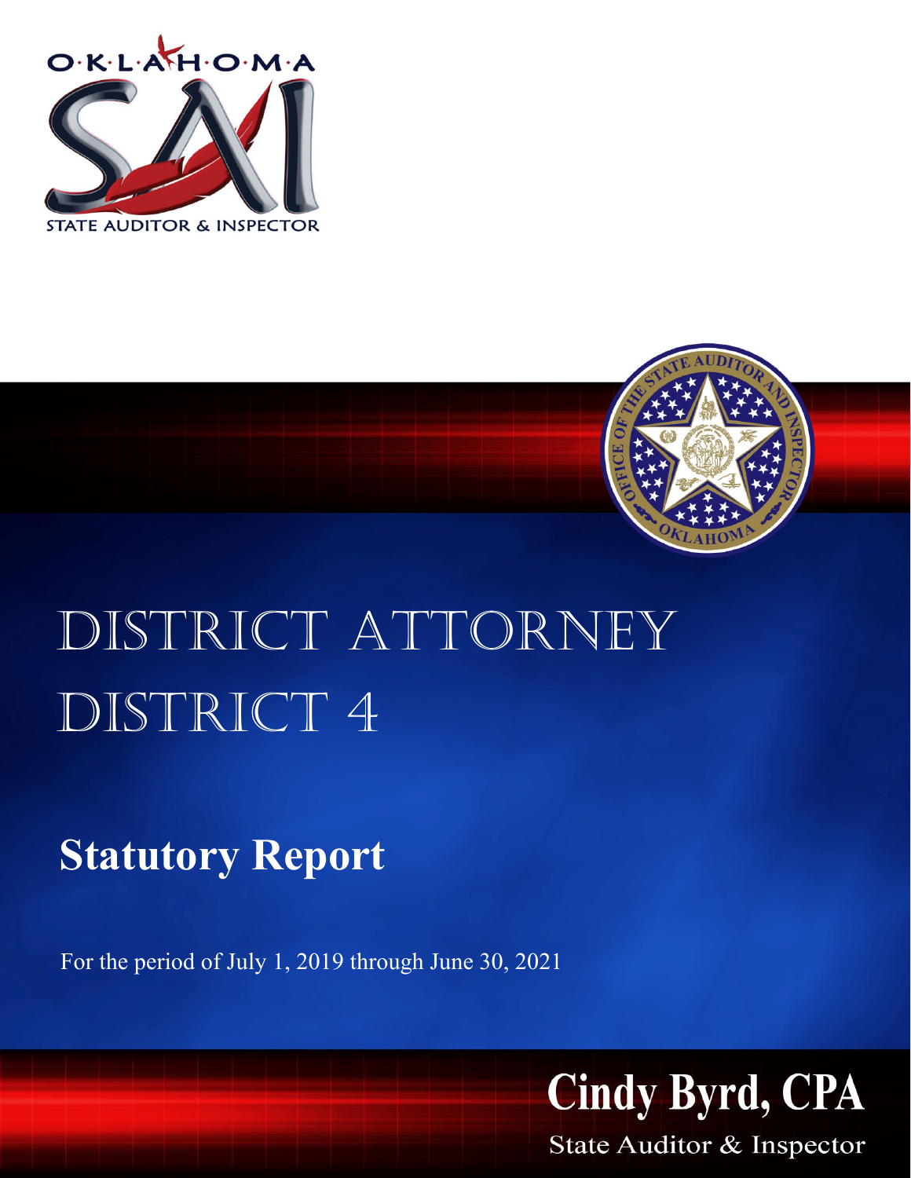OKLAHOMA

STATE AUDITOR & INSPECTOR

# DISTRICT ATTORNEY DISTRICT 4

## Statutory Report

For the period of July 1, 2019 through June 30, 2021

**Cindy Byrd, CPA**

State Auditor & Inspector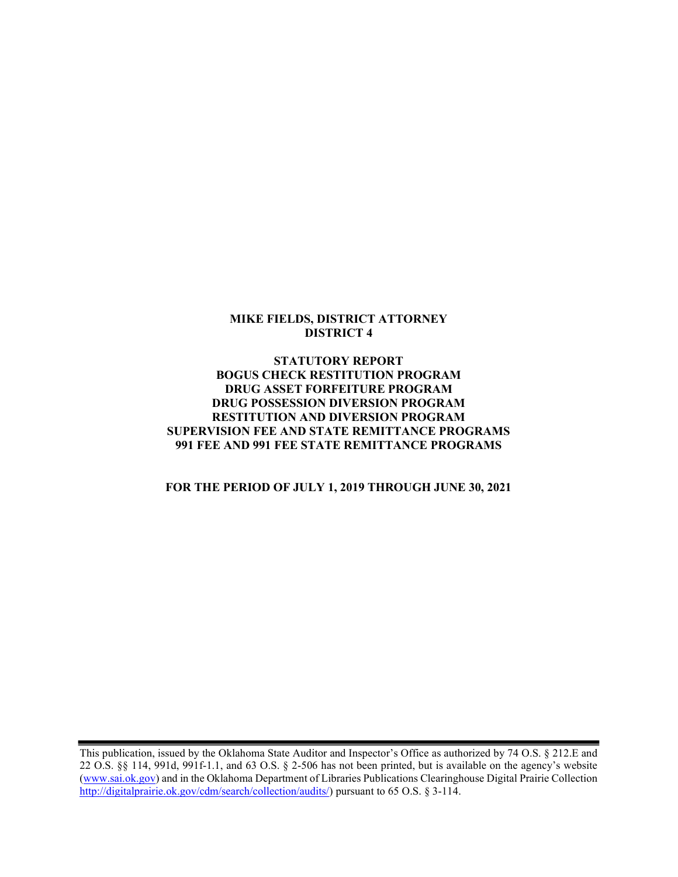**MIKE FIELDS, DISTRICT ATTORNEY**
**DISTRICT 4**

**STATUTORY REPORT**
**BOGUS CHECK RESTITUTION PROGRAM**
**DRUG ASSET FORFEITURE PROGRAM**
**DRUG POSSESSION DIVERSION PROGRAM**
**RESTITUTION AND DIVERSION PROGRAM**
**SUPERVISION FEE AND STATE REMITTANCE PROGRAMS**
**991 FEE AND 991 FEE STATE REMITTANCE PROGRAMS**

**FOR THE PERIOD OF JULY 1, 2019 THROUGH JUNE 30, 2021**

---

This publication, issued by the Oklahoma State Auditor and Inspector's Office as authorized by 74 O.S. § 212.E and 22 O.S. §§ 114, 991d, 991f-1.1, and 63 O.S. § 2-506 has not been printed, but is available on the agency's website (www.sai.ok.gov) and in the Oklahoma Department of Libraries Publications Clearinghouse Digital Prairie Collection http://digitalprairie.ok.gov/cdm/search/collection/audits/) pursuant to 65 O.S. § 3-114.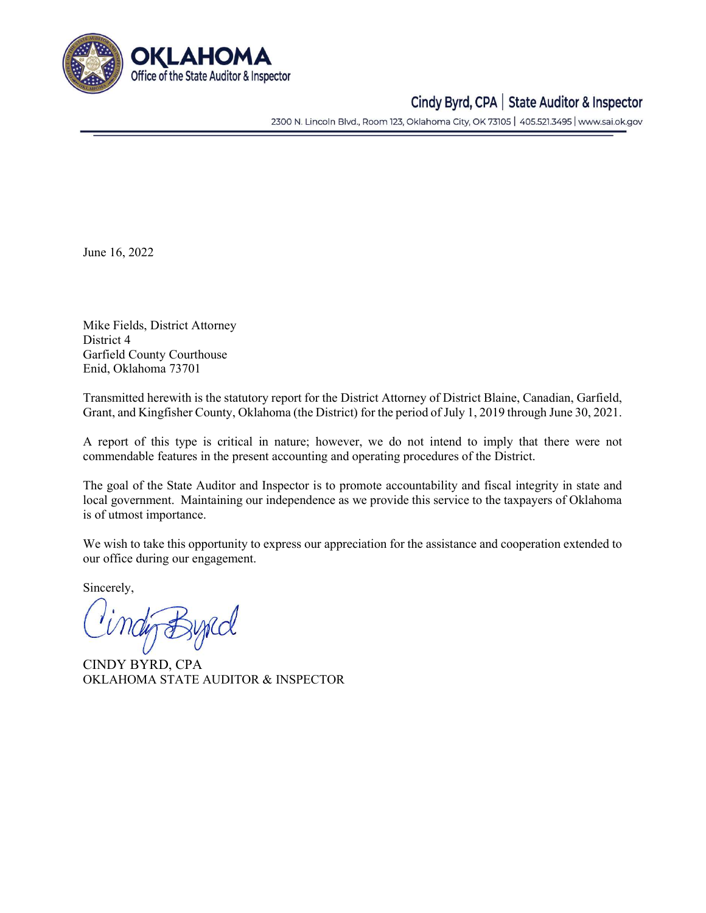**OKLAHOMA**
Office of the State Auditor & Inspector

Cindy Byrd, CPA | State Auditor & Inspector

2300 N. Lincoln Blvd., Room 123, Oklahoma City, OK 73105 | 405.521.3495 | www.sai.ok.gov

June 16, 2022

Mike Fields, District Attorney
District 4
Garfield County Courthouse
Enid, Oklahoma 73701

Transmitted herewith is the statutory report for the District Attorney of District Blaine, Canadian, Garfield, Grant, and Kingfisher County, Oklahoma (the District) for the period of July 1, 2019 through June 30, 2021.

A report of this type is critical in nature; however, we do not intend to imply that there were not commendable features in the present accounting and operating procedures of the District.

The goal of the State Auditor and Inspector is to promote accountability and fiscal integrity in state and local government. Maintaining our independence as we provide this service to the taxpayers of Oklahoma is of utmost importance.

We wish to take this opportunity to express our appreciation for the assistance and cooperation extended to our office during our engagement.

Sincerely,

Cindy Byrd

CINDY BYRD, CPA
OKLAHOMA STATE AUDITOR & INSPECTOR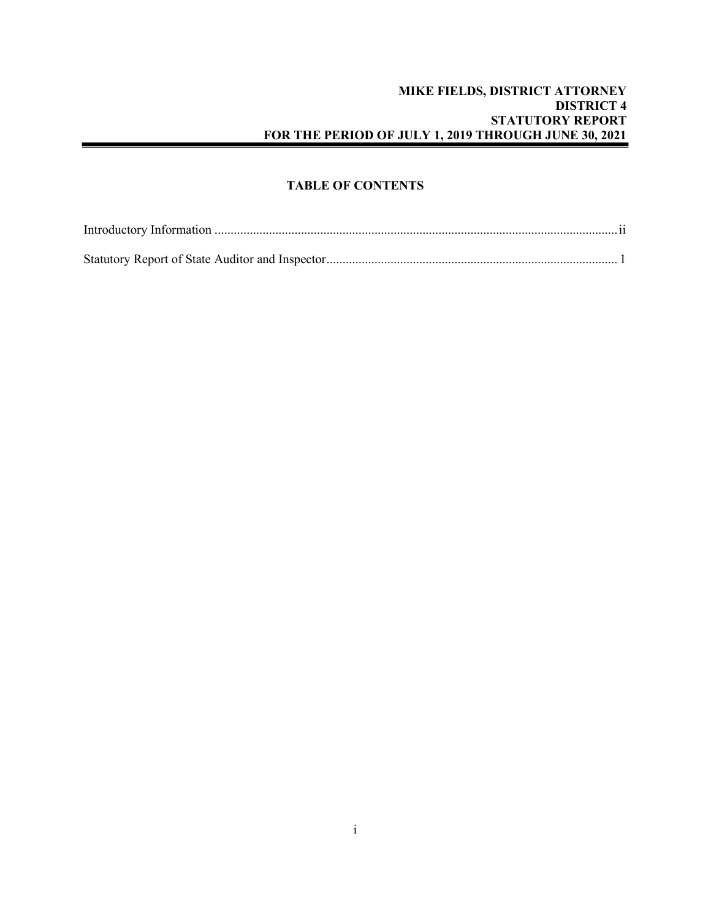**MIKE FIELDS, DISTRICT ATTORNEY**
**DISTRICT 4**
**STATUTORY REPORT**
**FOR THE PERIOD OF JULY 1, 2019 THROUGH JUNE 30, 2021**

## TABLE OF CONTENTS

Introductory Information .............................................................................................................................. ii

Statutory Report of State Auditor and Inspector.......................................................................................... 1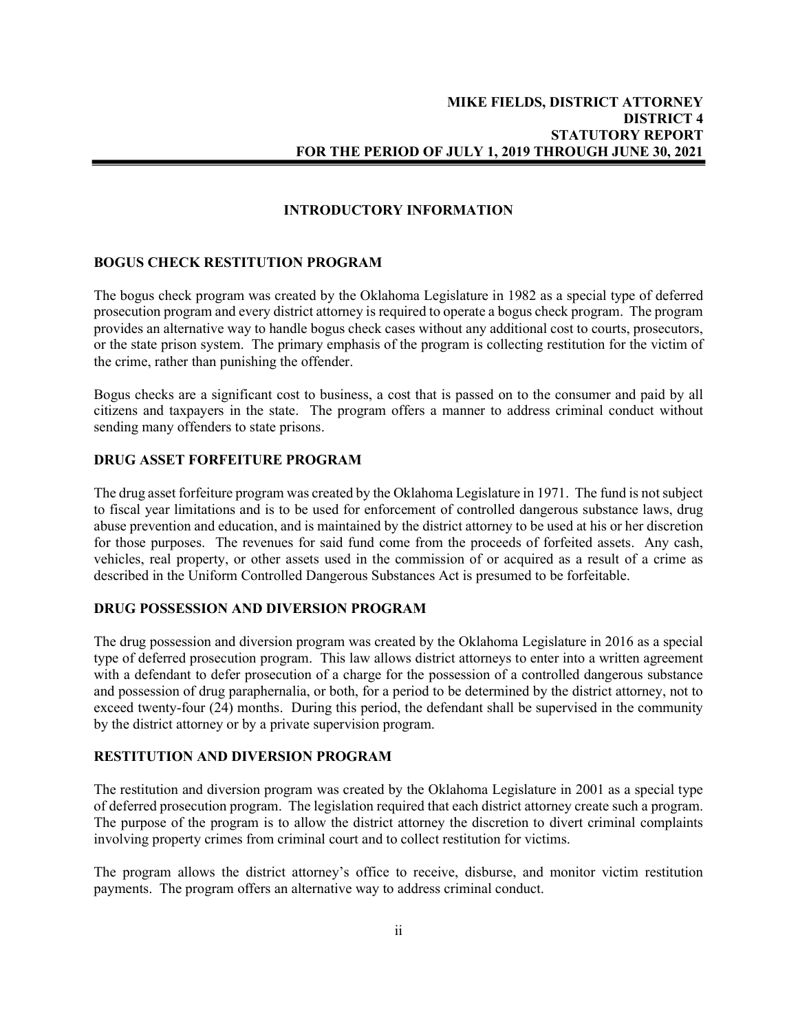## INTRODUCTORY INFORMATION

### BOGUS CHECK RESTITUTION PROGRAM

The bogus check program was created by the Oklahoma Legislature in 1982 as a special type of deferred prosecution program and every district attorney is required to operate a bogus check program. The program provides an alternative way to handle bogus check cases without any additional cost to courts, prosecutors, or the state prison system. The primary emphasis of the program is collecting restitution for the victim of the crime, rather than punishing the offender.

Bogus checks are a significant cost to business, a cost that is passed on to the consumer and paid by all citizens and taxpayers in the state. The program offers a manner to address criminal conduct without sending many offenders to state prisons.

### DRUG ASSET FORFEITURE PROGRAM

The drug asset forfeiture program was created by the Oklahoma Legislature in 1971. The fund is not subject to fiscal year limitations and is to be used for enforcement of controlled dangerous substance laws, drug abuse prevention and education, and is maintained by the district attorney to be used at his or her discretion for those purposes. The revenues for said fund come from the proceeds of forfeited assets. Any cash, vehicles, real property, or other assets used in the commission of or acquired as a result of a crime as described in the Uniform Controlled Dangerous Substances Act is presumed to be forfeitable.

### DRUG POSSESSION AND DIVERSION PROGRAM

The drug possession and diversion program was created by the Oklahoma Legislature in 2016 as a special type of deferred prosecution program. This law allows district attorneys to enter into a written agreement with a defendant to defer prosecution of a charge for the possession of a controlled dangerous substance and possession of drug paraphernalia, or both, for a period to be determined by the district attorney, not to exceed twenty-four (24) months. During this period, the defendant shall be supervised in the community by the district attorney or by a private supervision program.

### RESTITUTION AND DIVERSION PROGRAM

The restitution and diversion program was created by the Oklahoma Legislature in 2001 as a special type of deferred prosecution program. The legislation required that each district attorney create such a program. The purpose of the program is to allow the district attorney the discretion to divert criminal complaints involving property crimes from criminal court and to collect restitution for victims.

The program allows the district attorney's office to receive, disburse, and monitor victim restitution payments. The program offers an alternative way to address criminal conduct.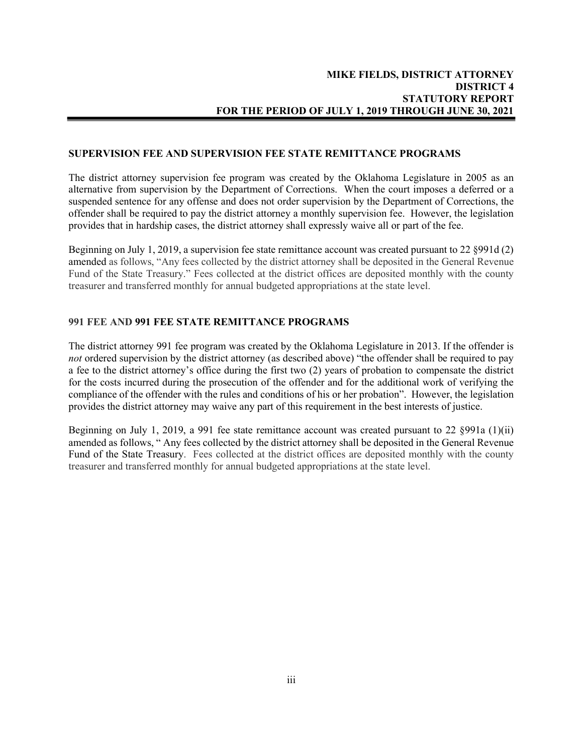## SUPERVISION FEE AND SUPERVISION FEE STATE REMITTANCE PROGRAMS

The district attorney supervision fee program was created by the Oklahoma Legislature in 2005 as an alternative from supervision by the Department of Corrections. When the court imposes a deferred or a suspended sentence for any offense and does not order supervision by the Department of Corrections, the offender shall be required to pay the district attorney a monthly supervision fee. However, the legislation provides that in hardship cases, the district attorney shall expressly waive all or part of the fee.

Beginning on July 1, 2019, a supervision fee state remittance account was created pursuant to 22 §991d (2) amended as follows, "Any fees collected by the district attorney shall be deposited in the General Revenue Fund of the State Treasury." Fees collected at the district offices are deposited monthly with the county treasurer and transferred monthly for annual budgeted appropriations at the state level.

## 991 FEE AND 991 FEE STATE REMITTANCE PROGRAMS

The district attorney 991 fee program was created by the Oklahoma Legislature in 2013. If the offender is *not* ordered supervision by the district attorney (as described above) "the offender shall be required to pay a fee to the district attorney's office during the first two (2) years of probation to compensate the district for the costs incurred during the prosecution of the offender and for the additional work of verifying the compliance of the offender with the rules and conditions of his or her probation". However, the legislation provides the district attorney may waive any part of this requirement in the best interests of justice.

Beginning on July 1, 2019, a 991 fee state remittance account was created pursuant to 22 §991a (1)(ii) amended as follows, " Any fees collected by the district attorney shall be deposited in the General Revenue Fund of the State Treasury. Fees collected at the district offices are deposited monthly with the county treasurer and transferred monthly for annual budgeted appropriations at the state level.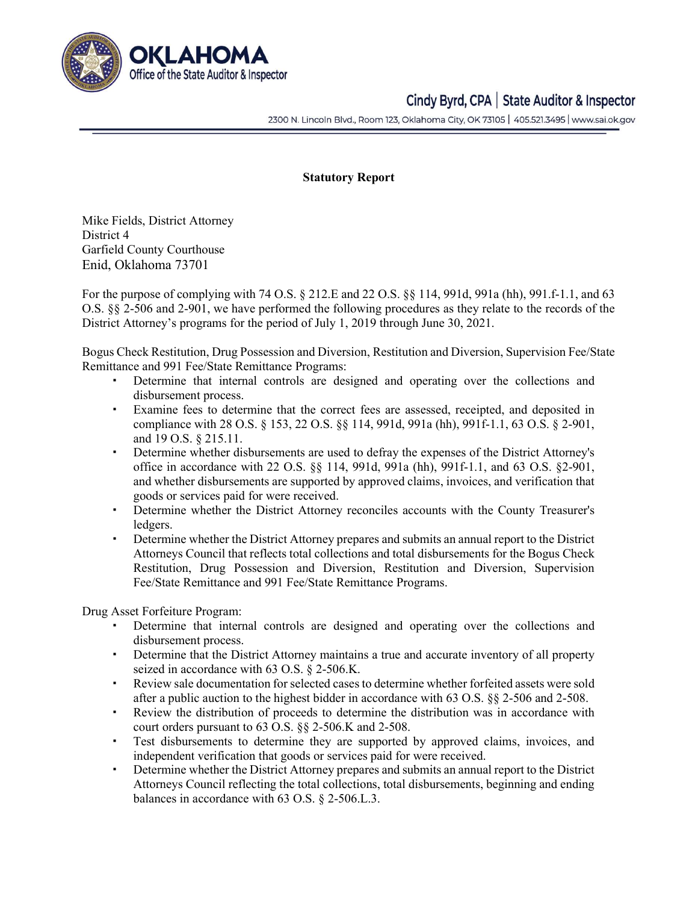**Statutory Report**

Mike Fields, District Attorney
District 4
Garfield County Courthouse
Enid, Oklahoma 73701

For the purpose of complying with 74 O.S. § 212.E and 22 O.S. §§ 114, 991d, 991a (hh), 991.f-1.1, and 63 O.S. §§ 2-506 and 2-901, we have performed the following procedures as they relate to the records of the District Attorney's programs for the period of July 1, 2019 through June 30, 2021.

Bogus Check Restitution, Drug Possession and Diversion, Restitution and Diversion, Supervision Fee/State Remittance and 991 Fee/State Remittance Programs:

- Determine that internal controls are designed and operating over the collections and disbursement process.
- Examine fees to determine that the correct fees are assessed, receipted, and deposited in compliance with 28 O.S. § 153, 22 O.S. §§ 114, 991d, 991a (hh), 991f-1.1, 63 O.S. § 2-901, and 19 O.S. § 215.11.
- Determine whether disbursements are used to defray the expenses of the District Attorney's office in accordance with 22 O.S. §§ 114, 991d, 991a (hh), 991f-1.1, and 63 O.S. §2-901, and whether disbursements are supported by approved claims, invoices, and verification that goods or services paid for were received.
- Determine whether the District Attorney reconciles accounts with the County Treasurer's ledgers.
- Determine whether the District Attorney prepares and submits an annual report to the District Attorneys Council that reflects total collections and total disbursements for the Bogus Check Restitution, Drug Possession and Diversion, Restitution and Diversion, Supervision Fee/State Remittance and 991 Fee/State Remittance Programs.

Drug Asset Forfeiture Program:

- Determine that internal controls are designed and operating over the collections and disbursement process.
- Determine that the District Attorney maintains a true and accurate inventory of all property seized in accordance with 63 O.S. § 2-506.K.
- Review sale documentation for selected cases to determine whether forfeited assets were sold after a public auction to the highest bidder in accordance with 63 O.S. §§ 2-506 and 2-508.
- Review the distribution of proceeds to determine the distribution was in accordance with court orders pursuant to 63 O.S. §§ 2-506.K and 2-508.
- Test disbursements to determine they are supported by approved claims, invoices, and independent verification that goods or services paid for were received.
- Determine whether the District Attorney prepares and submits an annual report to the District Attorneys Council reflecting the total collections, total disbursements, beginning and ending balances in accordance with 63 O.S. § 2-506.L.3.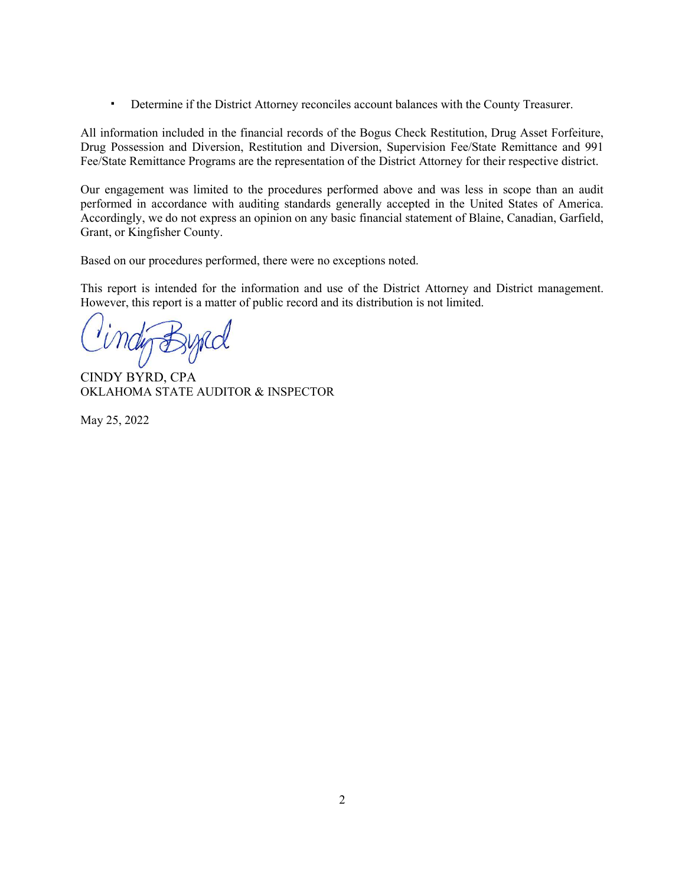- Determine if the District Attorney reconciles account balances with the County Treasurer.

All information included in the financial records of the Bogus Check Restitution, Drug Asset Forfeiture, Drug Possession and Diversion, Restitution and Diversion, Supervision Fee/State Remittance and 991 Fee/State Remittance Programs are the representation of the District Attorney for their respective district.

Our engagement was limited to the procedures performed above and was less in scope than an audit performed in accordance with auditing standards generally accepted in the United States of America. Accordingly, we do not express an opinion on any basic financial statement of Blaine, Canadian, Garfield, Grant, or Kingfisher County.

Based on our procedures performed, there were no exceptions noted.

This report is intended for the information and use of the District Attorney and District management. However, this report is a matter of public record and its distribution is not limited.

CINDY BYRD, CPA
OKLAHOMA STATE AUDITOR & INSPECTOR

May 25, 2022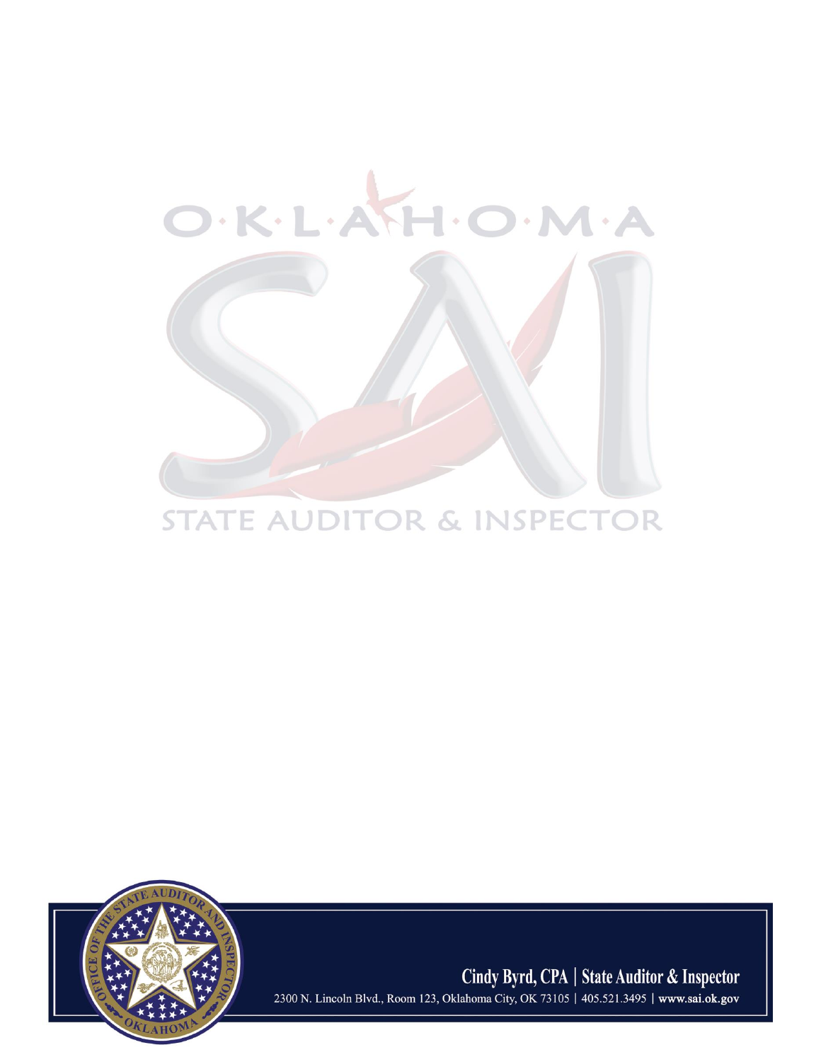OKLAHOMA

SAI

STATE AUDITOR & INSPECTOR

**Cindy Byrd, CPA | State Auditor & Inspector**

2300 N. Lincoln Blvd., Room 123, Oklahoma City, OK 73105 | 405.521.3495 | **www.sai.ok.gov**